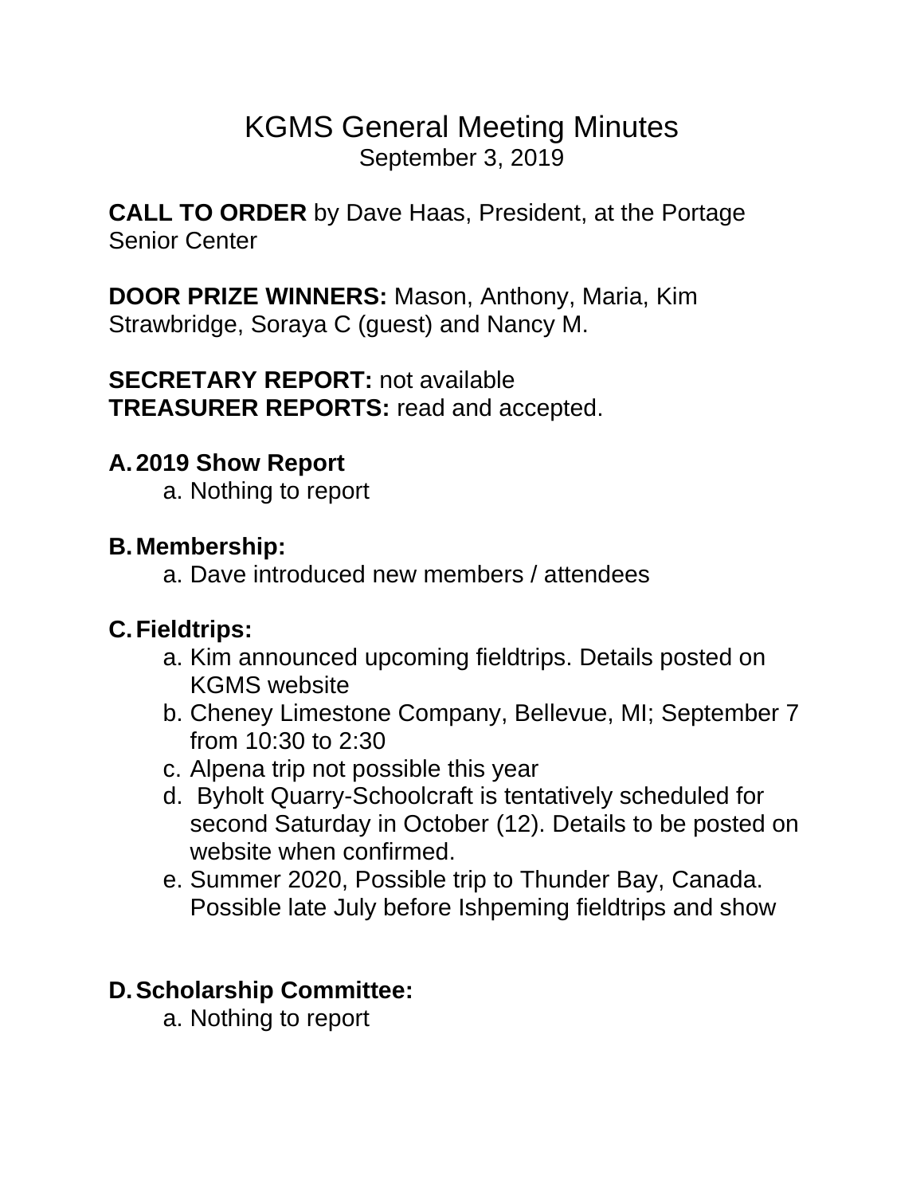# KGMS General Meeting Minutes

September 3, 2019

**CALL TO ORDER** by Dave Haas, President, at the Portage Senior Center

**DOOR PRIZE WINNERS:** Mason, Anthony, Maria, Kim Strawbridge, Soraya C (guest) and Nancy M.

**SECRETARY REPORT:** not available
**TREASURER REPORTS:** read and accepted.

**A. 2019 Show Report**

a. Nothing to report

**B. Membership:**

a. Dave introduced new members / attendees

**C. Fieldtrips:**

a. Kim announced upcoming fieldtrips. Details posted on KGMS website
b. Cheney Limestone Company, Bellevue, MI; September 7 from 10:30 to 2:30
c. Alpena trip not possible this year
d. Byholt Quarry-Schoolcraft is tentatively scheduled for second Saturday in October (12). Details to be posted on website when confirmed.
e. Summer 2020, Possible trip to Thunder Bay, Canada. Possible late July before Ishpeming fieldtrips and show

**D. Scholarship Committee:**

a. Nothing to report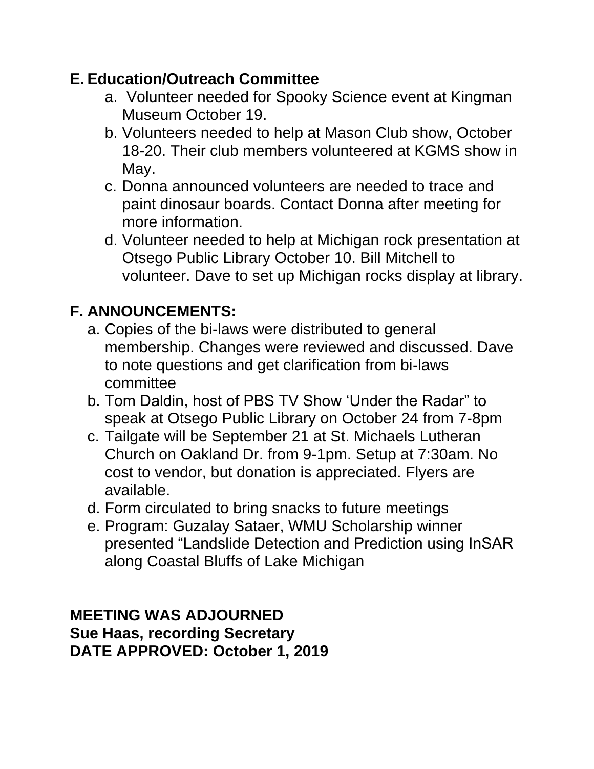## E. Education/Outreach Committee

a. Volunteer needed for Spooky Science event at Kingman Museum October 19.
b. Volunteers needed to help at Mason Club show, October 18-20. Their club members volunteered at KGMS show in May.
c. Donna announced volunteers are needed to trace and paint dinosaur boards. Contact Donna after meeting for more information.
d. Volunteer needed to help at Michigan rock presentation at Otsego Public Library October 10. Bill Mitchell to volunteer. Dave to set up Michigan rocks display at library.

## F. ANNOUNCEMENTS:

a. Copies of the bi-laws were distributed to general membership. Changes were reviewed and discussed. Dave to note questions and get clarification from bi-laws committee
b. Tom Daldin, host of PBS TV Show 'Under the Radar" to speak at Otsego Public Library on October 24 from 7-8pm
c. Tailgate will be September 21 at St. Michaels Lutheran Church on Oakland Dr. from 9-1pm. Setup at 7:30am. No cost to vendor, but donation is appreciated. Flyers are available.
d. Form circulated to bring snacks to future meetings
e. Program: Guzalay Sataer, WMU Scholarship winner presented "Landslide Detection and Prediction using InSAR along Coastal Bluffs of Lake Michigan

**MEETING WAS ADJOURNED**
**Sue Haas, recording Secretary**
**DATE APPROVED: October 1, 2019**